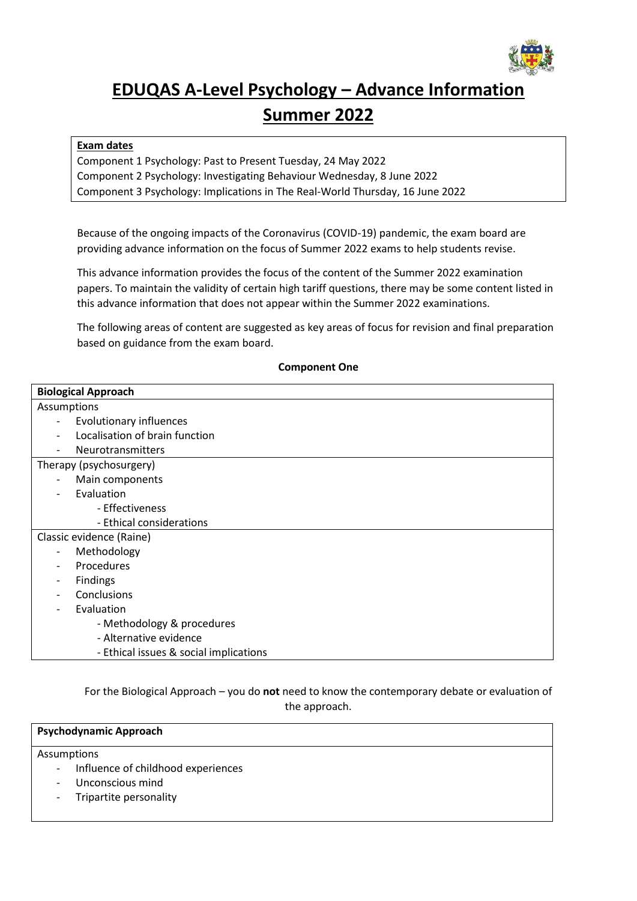# EDUQAS A-Level Psychology – Advance Information Summer 2022

**Exam dates**

Component 1 Psychology: Past to Present Tuesday, 24 May 2022
Component 2 Psychology: Investigating Behaviour Wednesday, 8 June 2022
Component 3 Psychology: Implications in The Real-World Thursday, 16 June 2022

Because of the ongoing impacts of the Coronavirus (COVID-19) pandemic, the exam board are providing advance information on the focus of Summer 2022 exams to help students revise.

This advance information provides the focus of the content of the Summer 2022 examination papers. To maintain the validity of certain high tariff questions, there may be some content listed in this advance information that does not appear within the Summer 2022 examinations.

The following areas of content are suggested as key areas of focus for revision and final preparation based on guidance from the exam board.

## Component One

**Biological Approach**

Assumptions
- Evolutionary influences
- Localisation of brain function
- Neurotransmitters

Therapy (psychosurgery)
- Main components
- Evaluation
  - Effectiveness
  - Ethical considerations

Classic evidence (Raine)
- Methodology
- Procedures
- Findings
- Conclusions
- Evaluation
  - Methodology & procedures
  - Alternative evidence
  - Ethical issues & social implications

For the Biological Approach – you do **not** need to know the contemporary debate or evaluation of the approach.

**Psychodynamic Approach**

Assumptions
- Influence of childhood experiences
- Unconscious mind
- Tripartite personality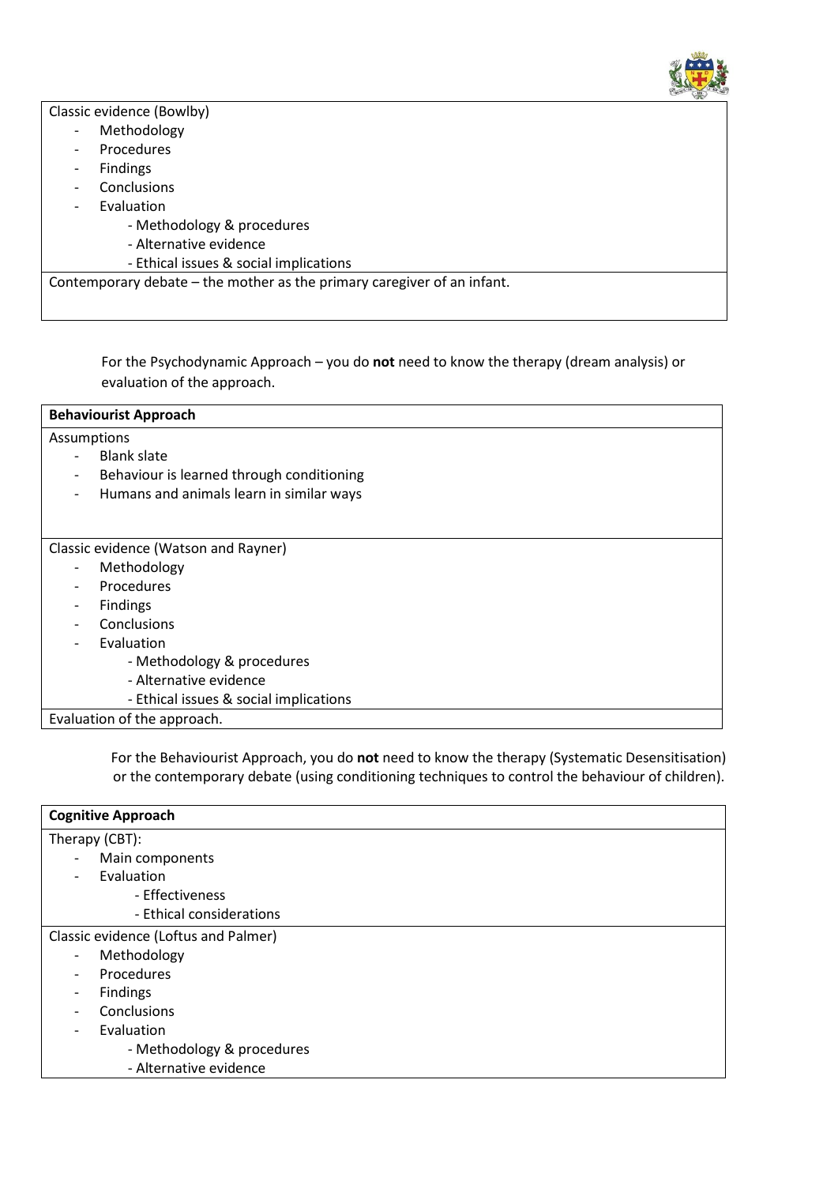Classic evidence (Bowlby)

- Methodology
- Procedures
- Findings
- Conclusions
- Evaluation
  - Methodology & procedures
  - Alternative evidence
  - Ethical issues & social implications

Contemporary debate – the mother as the primary caregiver of an infant.

For the Psychodynamic Approach – you do **not** need to know the therapy (dream analysis) or evaluation of the approach.

**Behaviourist Approach**

Assumptions

- Blank slate
- Behaviour is learned through conditioning
- Humans and animals learn in similar ways

Classic evidence (Watson and Rayner)

- Methodology
- Procedures
- Findings
- Conclusions
- Evaluation
  - Methodology & procedures
  - Alternative evidence
  - Ethical issues & social implications

Evaluation of the approach.

For the Behaviourist Approach, you do **not** need to know the therapy (Systematic Desensitisation) or the contemporary debate (using conditioning techniques to control the behaviour of children).

**Cognitive Approach**

Therapy (CBT):

- Main components
- Evaluation
  - Effectiveness
  - Ethical considerations

Classic evidence (Loftus and Palmer)

- Methodology
- Procedures
- Findings
- Conclusions
- Evaluation
  - Methodology & procedures
  - Alternative evidence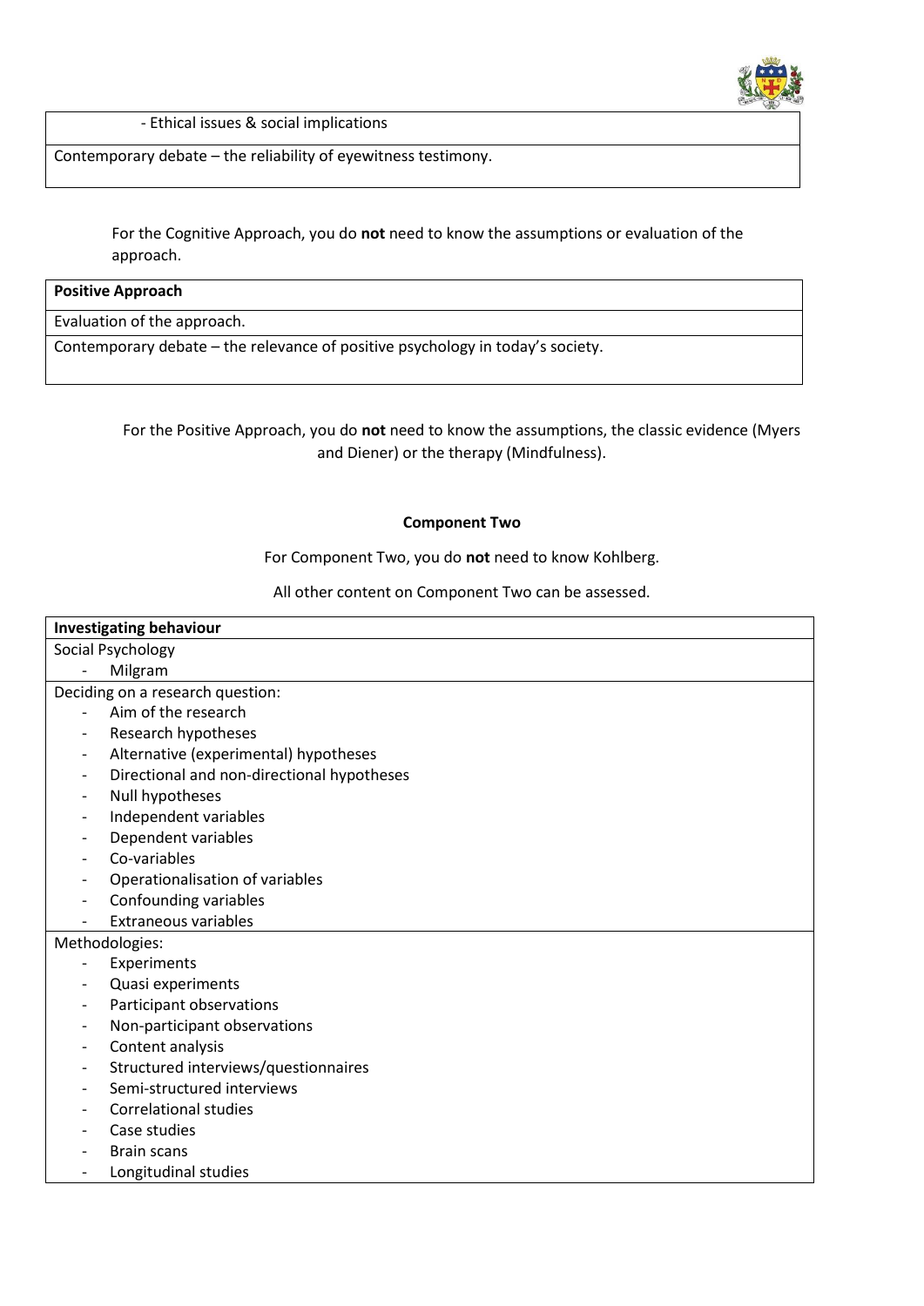| - Ethical issues & social implications |
| --- |
| Contemporary debate – the reliability of eyewitness testimony. |

For the Cognitive Approach, you do **not** need to know the assumptions or evaluation of the approach.

| **Positive Approach** |
| --- |
| Evaluation of the approach. |
| Contemporary debate – the relevance of positive psychology in today's society. |

For the Positive Approach, you do **not** need to know the assumptions, the classic evidence (Myers and Diener) or the therapy (Mindfulness).

**Component Two**

For Component Two, you do **not** need to know Kohlberg.

All other content on Component Two can be assessed.

| **Investigating behaviour** |
| --- |
| Social Psychology<br>- Milgram |
| Deciding on a research question:<br>- Aim of the research<br>- Research hypotheses<br>- Alternative (experimental) hypotheses<br>- Directional and non-directional hypotheses<br>- Null hypotheses<br>- Independent variables<br>- Dependent variables<br>- Co-variables<br>- Operationalisation of variables<br>- Confounding variables<br>- Extraneous variables |
| Methodologies:<br>- Experiments<br>- Quasi experiments<br>- Participant observations<br>- Non-participant observations<br>- Content analysis<br>- Structured interviews/questionnaires<br>- Semi-structured interviews<br>- Correlational studies<br>- Case studies<br>- Brain scans<br>- Longitudinal studies |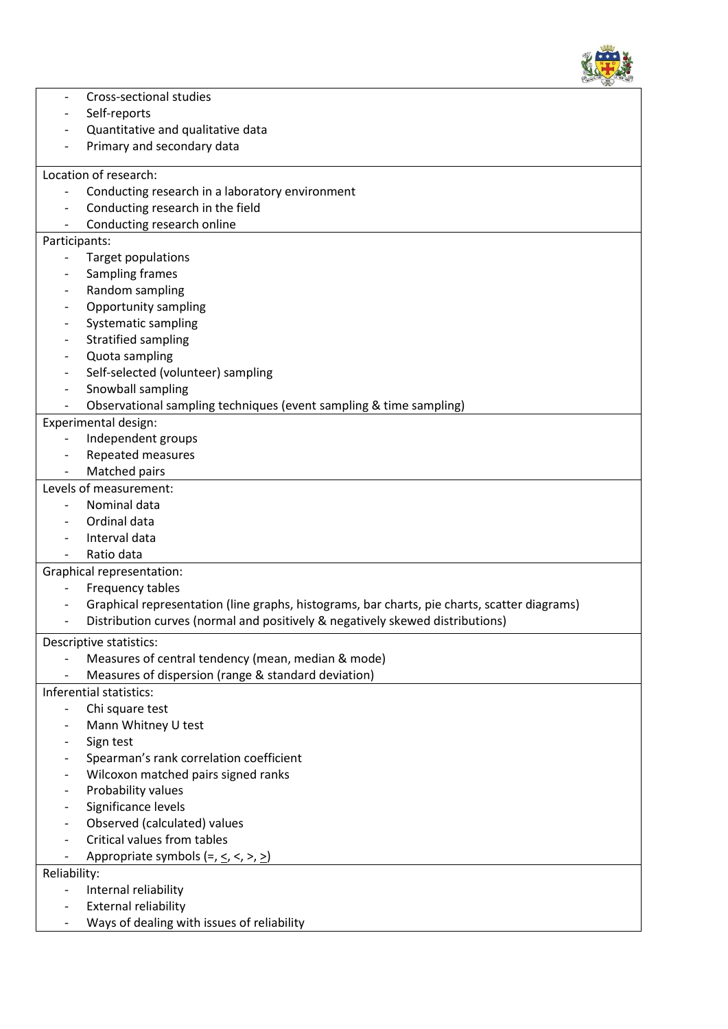- Cross-sectional studies
- Self-reports
- Quantitative and qualitative data
- Primary and secondary data

Location of research:

- Conducting research in a laboratory environment
- Conducting research in the field
- Conducting research online

Participants:

- Target populations
- Sampling frames
- Random sampling
- Opportunity sampling
- Systematic sampling
- Stratified sampling
- Quota sampling
- Self-selected (volunteer) sampling
- Snowball sampling
- Observational sampling techniques (event sampling & time sampling)

Experimental design:

- Independent groups
- Repeated measures
- Matched pairs

Levels of measurement:

- Nominal data
- Ordinal data
- Interval data
- Ratio data

Graphical representation:

- Frequency tables
- Graphical representation (line graphs, histograms, bar charts, pie charts, scatter diagrams)
- Distribution curves (normal and positively & negatively skewed distributions)

Descriptive statistics:

- Measures of central tendency (mean, median & mode)
- Measures of dispersion (range & standard deviation)

Inferential statistics:

- Chi square test
- Mann Whitney U test
- Sign test
- Spearman's rank correlation coefficient
- Wilcoxon matched pairs signed ranks
- Probability values
- Significance levels
- Observed (calculated) values
- Critical values from tables
- Appropriate symbols ($=$, $\leq$, $<$, $>$, $\geq$)

Reliability:

- Internal reliability
- External reliability
- Ways of dealing with issues of reliability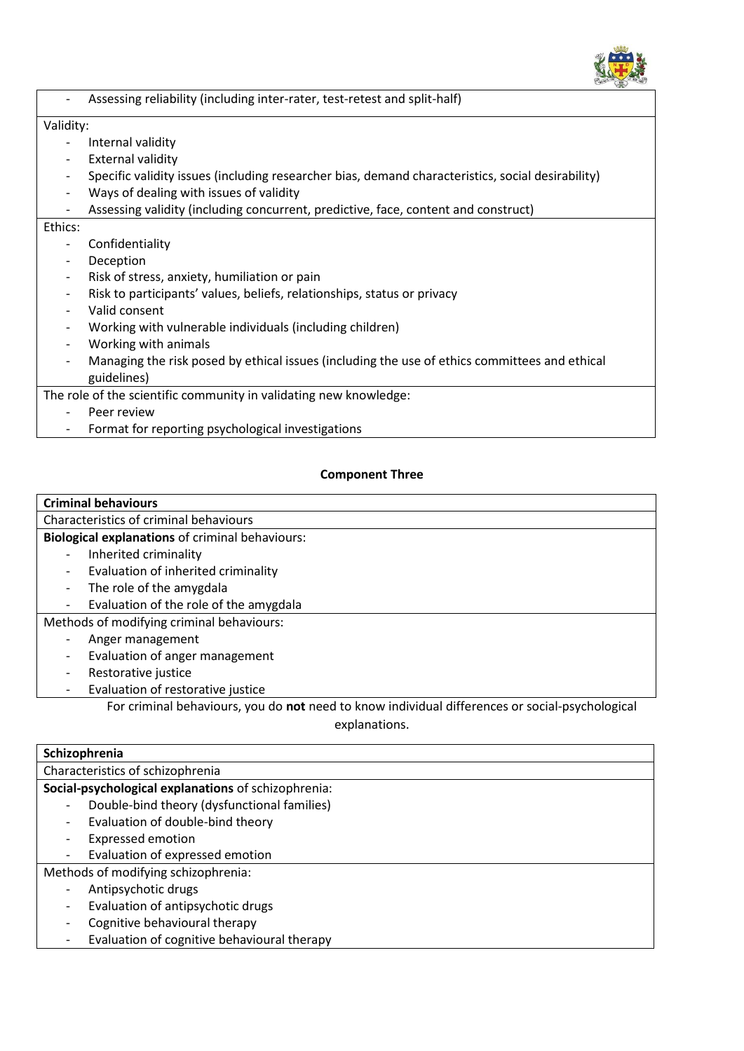- Assessing reliability (including inter-rater, test-retest and split-half)

Validity:

- Internal validity
- External validity
- Specific validity issues (including researcher bias, demand characteristics, social desirability)
- Ways of dealing with issues of validity
- Assessing validity (including concurrent, predictive, face, content and construct)

Ethics:

- Confidentiality
- Deception
- Risk of stress, anxiety, humiliation or pain
- Risk to participants' values, beliefs, relationships, status or privacy
- Valid consent
- Working with vulnerable individuals (including children)
- Working with animals
- Managing the risk posed by ethical issues (including the use of ethics committees and ethical guidelines)

The role of the scientific community in validating new knowledge:

- Peer review
- Format for reporting psychological investigations

## Component Three

**Criminal behaviours**

Characteristics of criminal behaviours

**Biological explanations** of criminal behaviours:

- Inherited criminality
- Evaluation of inherited criminality
- The role of the amygdala
- Evaluation of the role of the amygdala

Methods of modifying criminal behaviours:

- Anger management
- Evaluation of anger management
- Restorative justice
- Evaluation of restorative justice

For criminal behaviours, you do **not** need to know individual differences or social-psychological explanations.

**Schizophrenia**

Characteristics of schizophrenia

**Social-psychological explanations** of schizophrenia:

- Double-bind theory (dysfunctional families)
- Evaluation of double-bind theory
- Expressed emotion
- Evaluation of expressed emotion

Methods of modifying schizophrenia:

- Antipsychotic drugs
- Evaluation of antipsychotic drugs
- Cognitive behavioural therapy
- Evaluation of cognitive behavioural therapy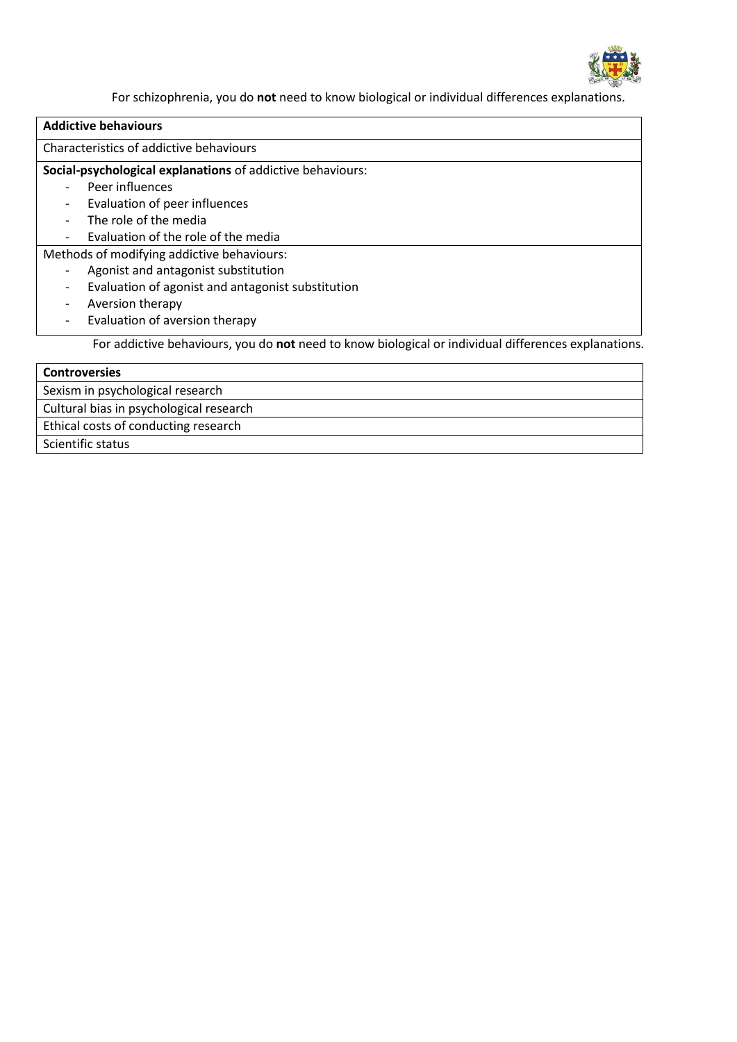For schizophrenia, you do **not** need to know biological or individual differences explanations.

| **Addictive behaviours** |
| --- |
| Characteristics of addictive behaviours |
| **Social-psychological explanations** of addictive behaviours:<br>- Peer influences<br>- Evaluation of peer influences<br>- The role of the media<br>- Evaluation of the role of the media |
| Methods of modifying addictive behaviours:<br>- Agonist and antagonist substitution<br>- Evaluation of agonist and antagonist substitution<br>- Aversion therapy<br>- Evaluation of aversion therapy |

For addictive behaviours, you do **not** need to know biological or individual differences explanations.

| **Controversies** |
| --- |
| Sexism in psychological research |
| Cultural bias in psychological research |
| Ethical costs of conducting research |
| Scientific status |